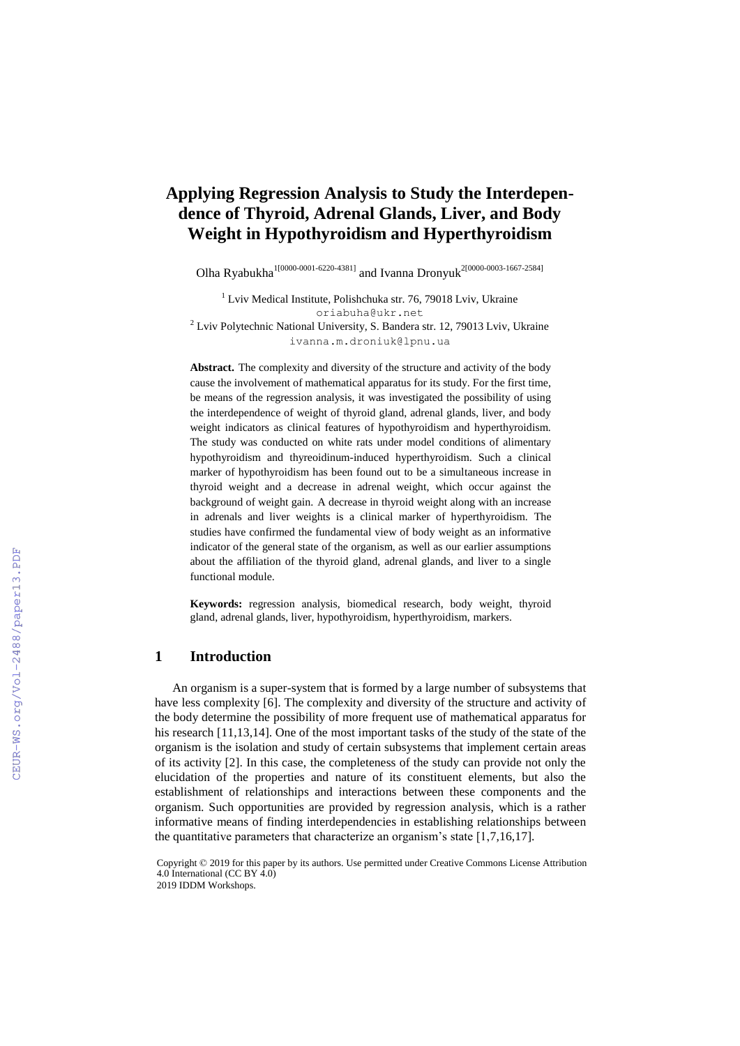# Applying Regression Analysis to Study the Interdependence of Thyroid, Adrenal Glands, Liver, and Body Weight in Hypothyroidism and Hyperthyroidism

Olha Ryabukha[1[0000-0001-6220-4381]] and Ivanna Dronyuk[2[0000-0003-1667-2584]]

[1] Lviv Medical Institute, Polishchuka str. 76, 79018 Lviv, Ukraine
oriabuha@ukr.net
[2] Lviv Polytechnic National University, S. Bandera str. 12, 79013 Lviv, Ukraine
ivanna.m.droniuk@lpnu.ua

**Abstract.** The complexity and diversity of the structure and activity of the body cause the involvement of mathematical apparatus for its study. For the first time, be means of the regression analysis, it was investigated the possibility of using the interdependence of weight of thyroid gland, adrenal glands, liver, and body weight indicators as clinical features of hypothyroidism and hyperthyroidism. The study was conducted on white rats under model conditions of alimentary hypothyroidism and thyreoidinum-induced hyperthyroidism. Such a clinical marker of hypothyroidism has been found out to be a simultaneous increase in thyroid weight and a decrease in adrenal weight, which occur against the background of weight gain. A decrease in thyroid weight along with an increase in adrenals and liver weights is a clinical marker of hyperthyroidism. The studies have confirmed the fundamental view of body weight as an informative indicator of the general state of the organism, as well as our earlier assumptions about the affiliation of the thyroid gland, adrenal glands, and liver to a single functional module.

**Keywords:** regression analysis, biomedical research, body weight, thyroid gland, adrenal glands, liver, hypothyroidism, hyperthyroidism, markers.

## 1 Introduction

An organism is a super-system that is formed by a large number of subsystems that have less complexity [6]. The complexity and diversity of the structure and activity of the body determine the possibility of more frequent use of mathematical apparatus for his research [11,13,14]. One of the most important tasks of the study of the state of the organism is the isolation and study of certain subsystems that implement certain areas of its activity [2]. In this case, the completeness of the study can provide not only the elucidation of the properties and nature of its constituent elements, but also the establishment of relationships and interactions between these components and the organism. Such opportunities are provided by regression analysis, which is a rather informative means of finding interdependencies in establishing relationships between the quantitative parameters that characterize an organism's state [1,7,16,17].

Copyright © 2019 for this paper by its authors. Use permitted under Creative Commons License Attribution 4.0 International (CC BY 4.0)
2019 IDDM Workshops.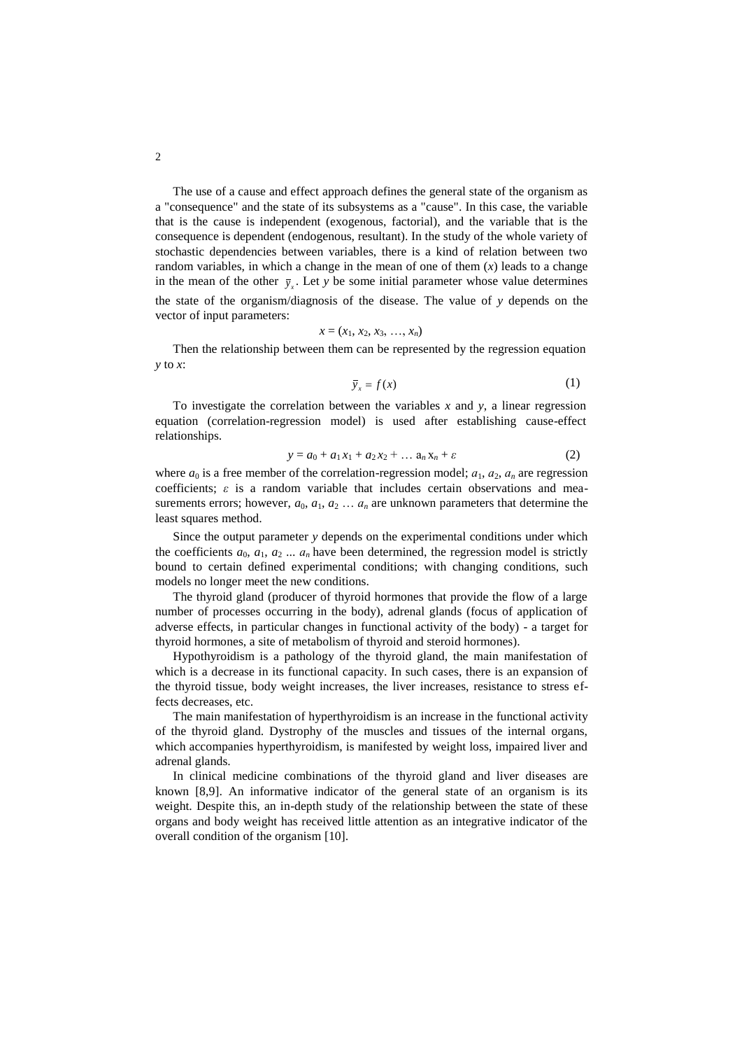The use of a cause and effect approach defines the general state of the organism as a "consequence" and the state of its subsystems as a "cause". In this case, the variable that is the cause is independent (exogenous, factorial), and the variable that is the consequence is dependent (endogenous, resultant). In the study of the whole variety of stochastic dependencies between variables, there is a kind of relation between two random variables, in which a change in the mean of one of them ($x$) leads to a change in the mean of the other $\bar{y}_x$. Let $y$ be some initial parameter whose value determines the state of the organism/diagnosis of the disease. The value of $y$ depends on the vector of input parameters:

$$x = (x_1, x_2, x_3, \ldots, x_n)$$

Then the relationship between them can be represented by the regression equation $y$ to $x$:

$$\bar{y}_x = f(x) \tag{1}$$

To investigate the correlation between the variables $x$ and $y$, a linear regression equation (correlation-regression model) is used after establishing cause-effect relationships.

$$y = a_0 + a_1 x_1 + a_2 x_2 + \ldots a_n x_n + \varepsilon \tag{2}$$

where $a_0$ is a free member of the correlation-regression model; $a_1$, $a_2$, $a_n$ are regression coefficients; $\varepsilon$ is a random variable that includes certain observations and measurements errors; however, $a_0$, $a_1$, $a_2$ … $a_n$ are unknown parameters that determine the least squares method.

Since the output parameter $y$ depends on the experimental conditions under which the coefficients $a_0$, $a_1$, $a_2$ ... $a_n$ have been determined, the regression model is strictly bound to certain defined experimental conditions; with changing conditions, such models no longer meet the new conditions.

The thyroid gland (producer of thyroid hormones that provide the flow of a large number of processes occurring in the body), adrenal glands (focus of application of adverse effects, in particular changes in functional activity of the body) - a target for thyroid hormones, a site of metabolism of thyroid and steroid hormones).

Hypothyroidism is a pathology of the thyroid gland, the main manifestation of which is a decrease in its functional capacity. In such cases, there is an expansion of the thyroid tissue, body weight increases, the liver increases, resistance to stress effects decreases, etc.

The main manifestation of hyperthyroidism is an increase in the functional activity of the thyroid gland. Dystrophy of the muscles and tissues of the internal organs, which accompanies hyperthyroidism, is manifested by weight loss, impaired liver and adrenal glands.

In clinical medicine combinations of the thyroid gland and liver diseases are known [8,9]. An informative indicator of the general state of an organism is its weight. Despite this, an in-depth study of the relationship between the state of these organs and body weight has received little attention as an integrative indicator of the overall condition of the organism [10].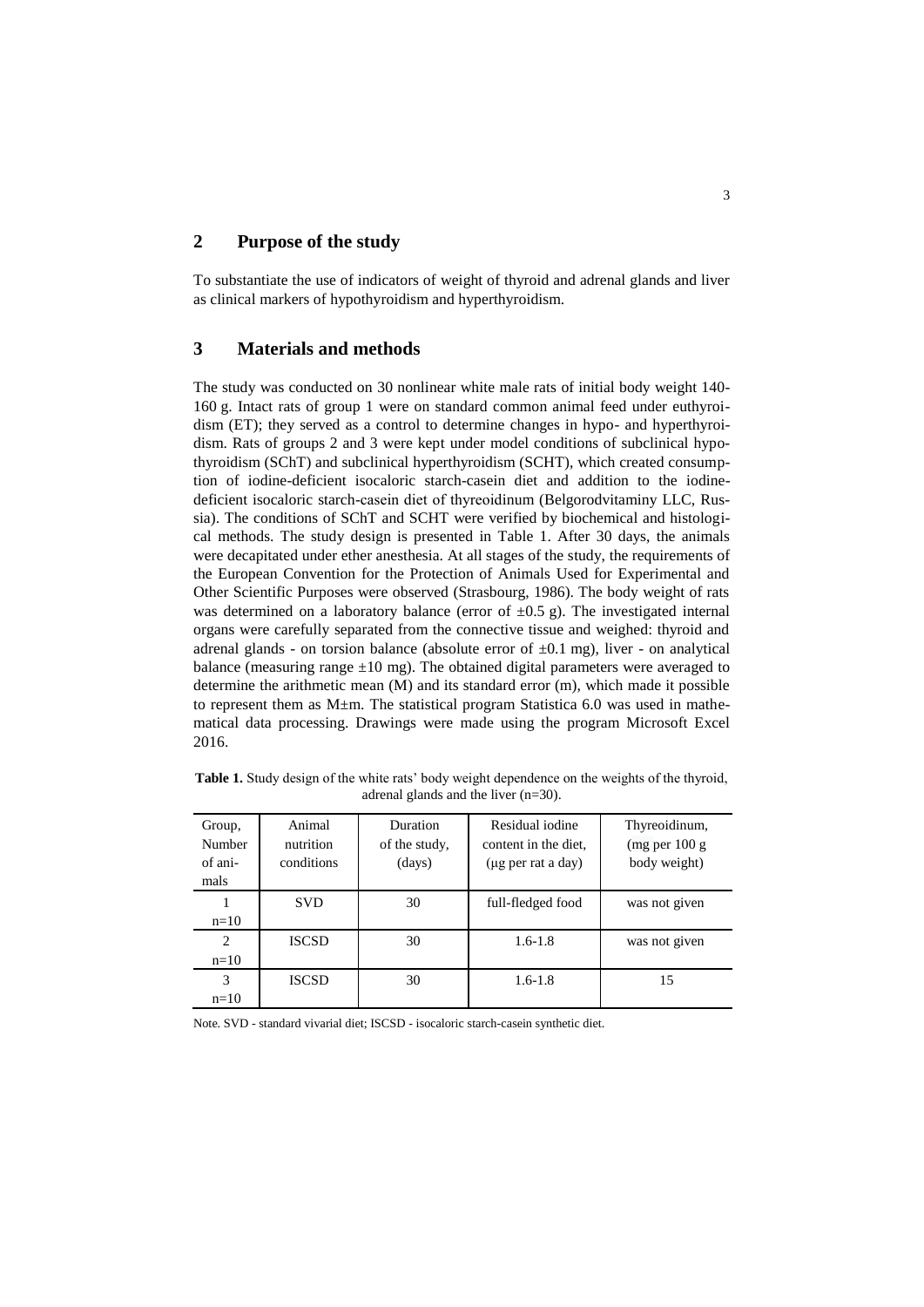## 2 Purpose of the study

To substantiate the use of indicators of weight of thyroid and adrenal glands and liver as clinical markers of hypothyroidism and hyperthyroidism.

## 3 Materials and methods

The study was conducted on 30 nonlinear white male rats of initial body weight 140-160 g. Intact rats of group 1 were on standard common animal feed under euthyroidism (ET); they served as a control to determine changes in hypo- and hyperthyroidism. Rats of groups 2 and 3 were kept under model conditions of subclinical hypothyroidism (SChT) and subclinical hyperthyroidism (SCHT), which created consumption of iodine-deficient isocaloric starch-casein diet and addition to the iodine-deficient isocaloric starch-casein diet of thyreoidinum (Belgorodvitaminy LLC, Russia). The conditions of SChT and SCHT were verified by biochemical and histological methods. The study design is presented in Table 1. After 30 days, the animals were decapitated under ether anesthesia. At all stages of the study, the requirements of the European Convention for the Protection of Animals Used for Experimental and Other Scientific Purposes were observed (Strasbourg, 1986). The body weight of rats was determined on a laboratory balance (error of ±0.5 g). The investigated internal organs were carefully separated from the connective tissue and weighed: thyroid and adrenal glands - on torsion balance (absolute error of ±0.1 mg), liver - on analytical balance (measuring range ±10 mg). The obtained digital parameters were averaged to determine the arithmetic mean (M) and its standard error (m), which made it possible to represent them as M±m. The statistical program Statistica 6.0 was used in mathematical data processing. Drawings were made using the program Microsoft Excel 2016.

**Table 1.** Study design of the white rats' body weight dependence on the weights of the thyroid, adrenal glands and the liver (n=30).

| Group, Number of animals | Animal nutrition conditions | Duration of the study, (days) | Residual iodine content in the diet, (μg per rat a day) | Thyreoidinum, (mg per 100 g body weight) |
|---|---|---|---|---|
| 1 n=10 | SVD | 30 | full-fledged food | was not given |
| 2 n=10 | ISCSD | 30 | 1.6-1.8 | was not given |
| 3 n=10 | ISCSD | 30 | 1.6-1.8 | 15 |

Note. SVD - standard vivarial diet; ISCSD - isocaloric starch-casein synthetic diet.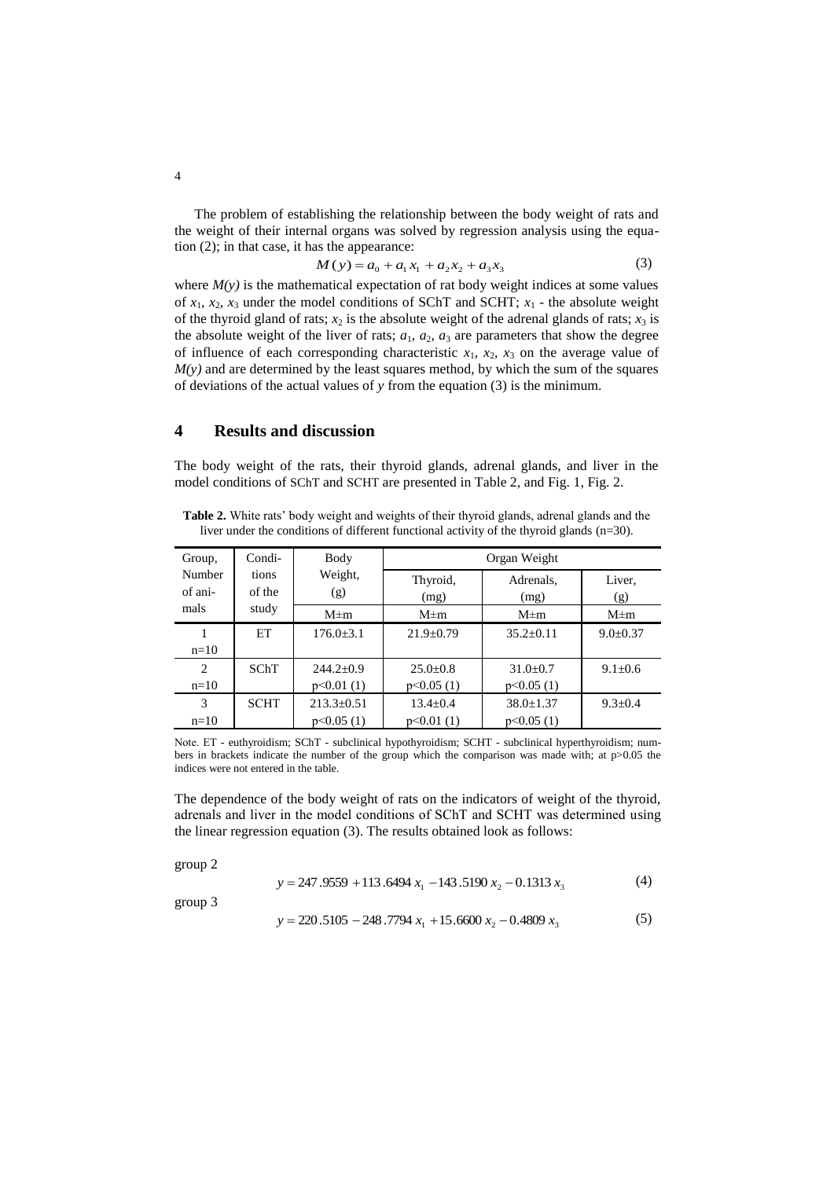The problem of establishing the relationship between the body weight of rats and the weight of their internal organs was solved by regression analysis using the equation (2); in that case, it has the appearance:

$$M(y) = a_0 + a_1 x_1 + a_2 x_2 + a_3 x_3 \tag{3}$$

where $M(y)$ is the mathematical expectation of rat body weight indices at some values of $x_1$, $x_2$, $x_3$ under the model conditions of SChT and SCHT; $x_1$ - the absolute weight of the thyroid gland of rats; $x_2$ is the absolute weight of the adrenal glands of rats; $x_3$ is the absolute weight of the liver of rats; $a_1$, $a_2$, $a_3$ are parameters that show the degree of influence of each corresponding characteristic $x_1$, $x_2$, $x_3$ on the average value of $M(y)$ and are determined by the least squares method, by which the sum of the squares of deviations of the actual values of $y$ from the equation (3) is the minimum.

## 4 Results and discussion

The body weight of the rats, their thyroid glands, adrenal glands, and liver in the model conditions of SChT and SCHT are presented in Table 2, and Fig. 1, Fig. 2.

**Table 2.** White rats' body weight and weights of their thyroid glands, adrenal glands and the liver under the conditions of different functional activity of the thyroid glands (n=30).

| Group, Number of animals | Conditions of the study | Body Weight, (g) | Organ Weight | | |
|---|---|---|---|---|---|
| | | | Thyroid, (mg) | Adrenals, (mg) | Liver, (g) |
| | | M±m | M±m | M±m | M±m |
| 1<br>n=10 | ET | 176.0±3.1 | 21.9±0.79 | 35.2±0.11 | 9.0±0.37 |
| 2<br>n=10 | SChT | 244.2±0.9<br>p<0.01 (1) | 25.0±0.8<br>p<0.05 (1) | 31.0±0.7<br>p<0.05 (1) | 9.1±0.6 |
| 3<br>n=10 | SCHT | 213.3±0.51<br>p<0.05 (1) | 13.4±0.4<br>p<0.01 (1) | 38.0±1.37<br>p<0.05 (1) | 9.3±0.4 |

Note. ET - euthyroidism; SChT - subclinical hypothyroidism; SCHT - subclinical hyperthyroidism; numbers in brackets indicate the number of the group which the comparison was made with; at p>0.05 the indices were not entered in the table.

The dependence of the body weight of rats on the indicators of weight of the thyroid, adrenals and liver in the model conditions of SChT and SCHT was determined using the linear regression equation (3). The results obtained look as follows:

group 2

$$y = 247.9559 + 113.6494\, x_1 - 143.5190\, x_2 - 0.1313\, x_3 \tag{4}$$

group 3

$$y = 220.5105 - 248.7794\, x_1 + 15.6600\, x_2 - 0.4809\, x_3 \tag{5}$$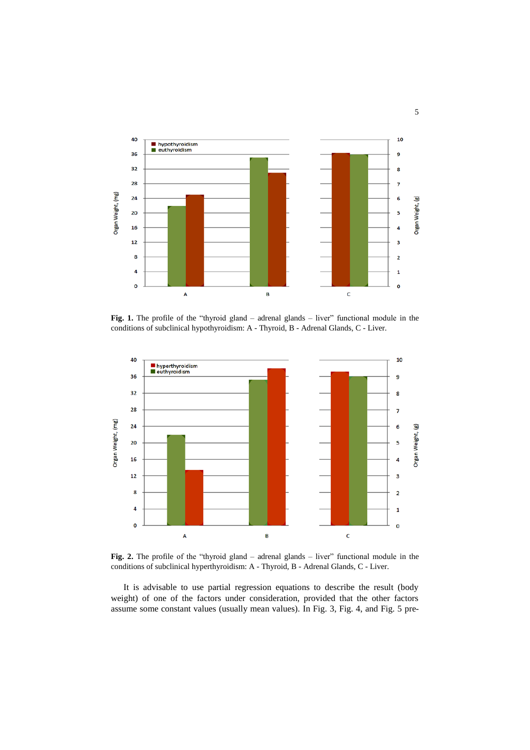**Fig. 1.** The profile of the "thyroid gland – adrenal glands – liver" functional module in the conditions of subclinical hypothyroidism: A - Thyroid, B - Adrenal Glands, C - Liver.

**Fig. 2.** The profile of the "thyroid gland – adrenal glands – liver" functional module in the conditions of subclinical hyperthyroidism: A - Thyroid, B - Adrenal Glands, C - Liver.

It is advisable to use partial regression equations to describe the result (body weight) of one of the factors under consideration, provided that the other factors assume some constant values (usually mean values). In Fig. 3, Fig. 4, and Fig. 5 pre-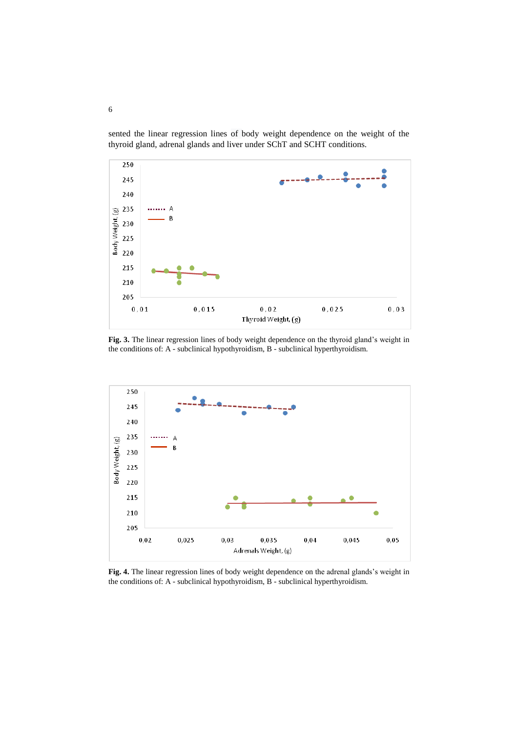sented the linear regression lines of body weight dependence on the weight of the thyroid gland, adrenal glands and liver under SChT and SCHT conditions.

**Fig. 3.** The linear regression lines of body weight dependence on the thyroid gland's weight in the conditions of: A - subclinical hypothyroidism, B - subclinical hyperthyroidism.

**Fig. 4.** The linear regression lines of body weight dependence on the adrenal glands's weight in the conditions of: A - subclinical hypothyroidism, B - subclinical hyperthyroidism.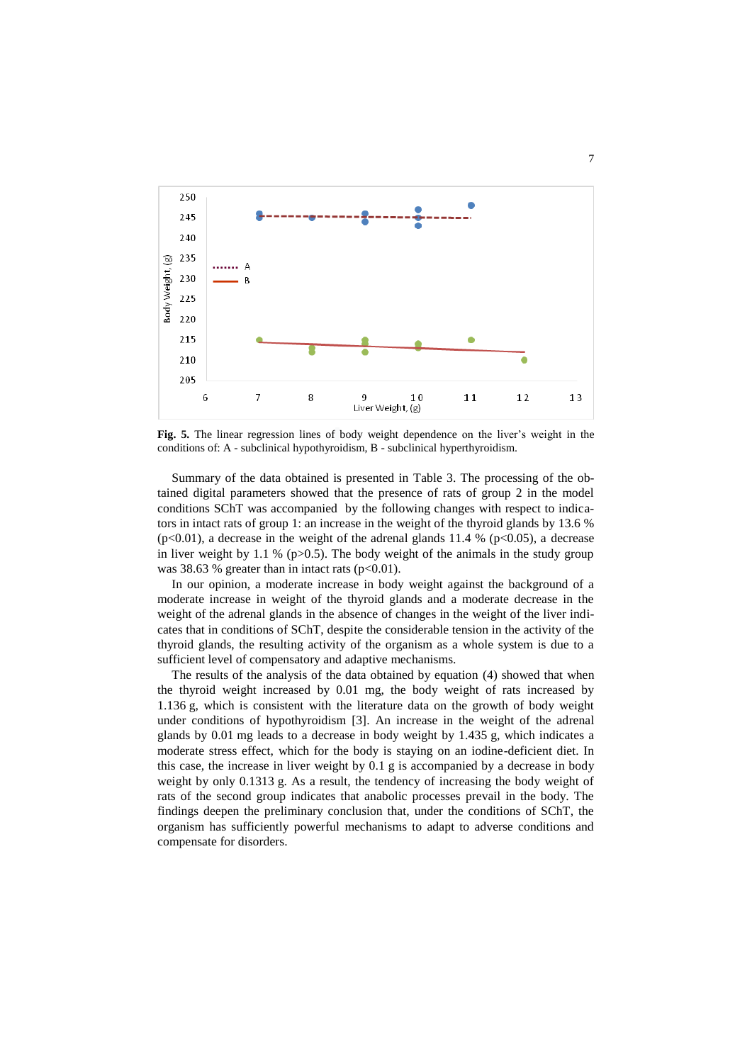**Fig. 5.** The linear regression lines of body weight dependence on the liver's weight in the conditions of: A - subclinical hypothyroidism, B - subclinical hyperthyroidism.

Summary of the data obtained is presented in Table 3. The processing of the obtained digital parameters showed that the presence of rats of group 2 in the model conditions SChT was accompanied by the following changes with respect to indicators in intact rats of group 1: an increase in the weight of the thyroid glands by 13.6 % ($p<0.01$), a decrease in the weight of the adrenal glands 11.4 % ($p<0.05$), a decrease in liver weight by 1.1 % ($p>0.5$). The body weight of the animals in the study group was 38.63 % greater than in intact rats ($p<0.01$).

In our opinion, a moderate increase in body weight against the background of a moderate increase in weight of the thyroid glands and a moderate decrease in the weight of the adrenal glands in the absence of changes in the weight of the liver indicates that in conditions of SChT, despite the considerable tension in the activity of the thyroid glands, the resulting activity of the organism as a whole system is due to a sufficient level of compensatory and adaptive mechanisms.

The results of the analysis of the data obtained by equation (4) showed that when the thyroid weight increased by 0.01 mg, the body weight of rats increased by 1.136 g, which is consistent with the literature data on the growth of body weight under conditions of hypothyroidism [3]. An increase in the weight of the adrenal glands by 0.01 mg leads to a decrease in body weight by 1.435 g, which indicates a moderate stress effect, which for the body is staying on an iodine-deficient diet. In this case, the increase in liver weight by 0.1 g is accompanied by a decrease in body weight by only 0.1313 g. As a result, the tendency of increasing the body weight of rats of the second group indicates that anabolic processes prevail in the body. The findings deepen the preliminary conclusion that, under the conditions of SChT, the organism has sufficiently powerful mechanisms to adapt to adverse conditions and compensate for disorders.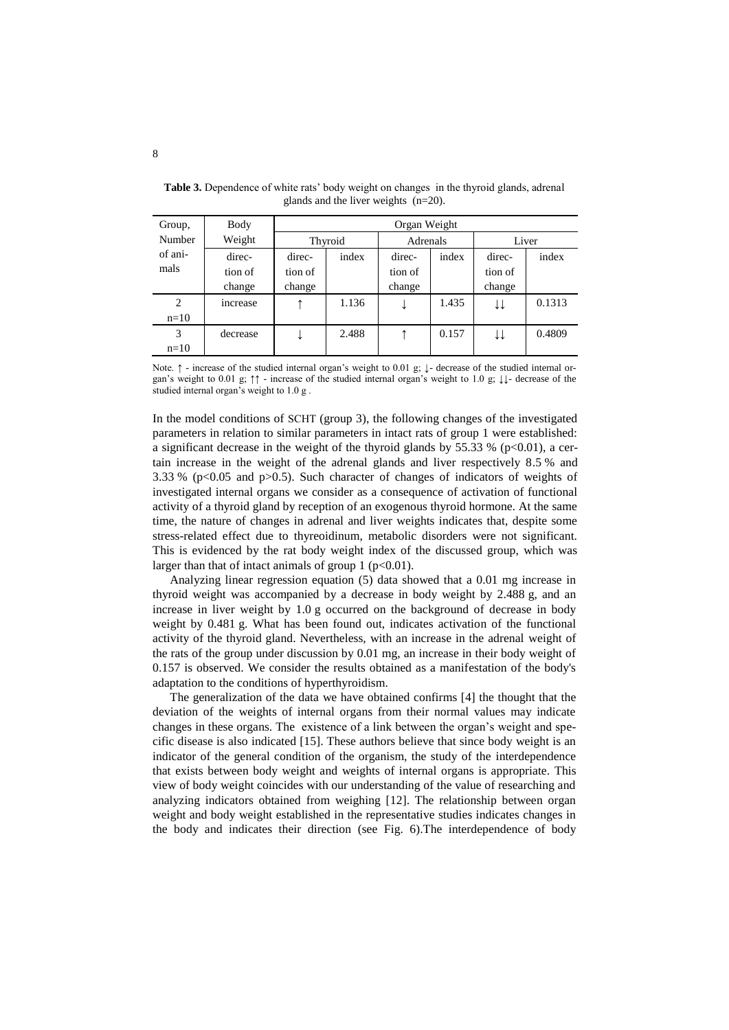**Table 3.** Dependence of white rats' body weight on changes in the thyroid glands, adrenal glands and the liver weights (n=20).

| Group, Number of animals | Body Weight | Organ Weight | | | | | |
|---|---|---|---|---|---|---|---|
| | | Thyroid | | Adrenals | | Liver | |
| | direction of change | direction of change | index | direction of change | index | direction of change | index |
| 2 n=10 | increase | ↑ | 1.136 | ↓ | 1.435 | ↓↓ | 0.1313 |
| 3 n=10 | decrease | ↓ | 2.488 | ↑ | 0.157 | ↓↓ | 0.4809 |

Note. ↑ - increase of the studied internal organ's weight to 0.01 g; ↓- decrease of the studied internal organ's weight to 0.01 g; ↑↑ - increase of the studied internal organ's weight to 1.0 g; ↓↓- decrease of the studied internal organ's weight to 1.0 g .

In the model conditions of SCHT (group 3), the following changes of the investigated parameters in relation to similar parameters in intact rats of group 1 were established: a significant decrease in the weight of the thyroid glands by 55.33 % ($p<0.01$), a certain increase in the weight of the adrenal glands and liver respectively 8.5 % and 3.33 % ($p<0.05$ and $p>0.5$). Such character of changes of indicators of weights of investigated internal organs we consider as a consequence of activation of functional activity of a thyroid gland by reception of an exogenous thyroid hormone. At the same time, the nature of changes in adrenal and liver weights indicates that, despite some stress-related effect due to thyreoidinum, metabolic disorders were not significant. This is evidenced by the rat body weight index of the discussed group, which was larger than that of intact animals of group 1 ($p<0.01$).

Analyzing linear regression equation (5) data showed that a 0.01 mg increase in thyroid weight was accompanied by a decrease in body weight by 2.488 g, and an increase in liver weight by 1.0 g occurred on the background of decrease in body weight by 0.481 g. What has been found out, indicates activation of the functional activity of the thyroid gland. Nevertheless, with an increase in the adrenal weight of the rats of the group under discussion by 0.01 mg, an increase in their body weight of 0.157 is observed. We consider the results obtained as a manifestation of the body's adaptation to the conditions of hyperthyroidism.

The generalization of the data we have obtained confirms [4] the thought that the deviation of the weights of internal organs from their normal values may indicate changes in these organs. The existence of a link between the organ's weight and specific disease is also indicated [15]. These authors believe that since body weight is an indicator of the general condition of the organism, the study of the interdependence that exists between body weight and weights of internal organs is appropriate. This view of body weight coincides with our understanding of the value of researching and analyzing indicators obtained from weighing [12]. The relationship between organ weight and body weight established in the representative studies indicates changes in the body and indicates their direction (see Fig. 6).The interdependence of body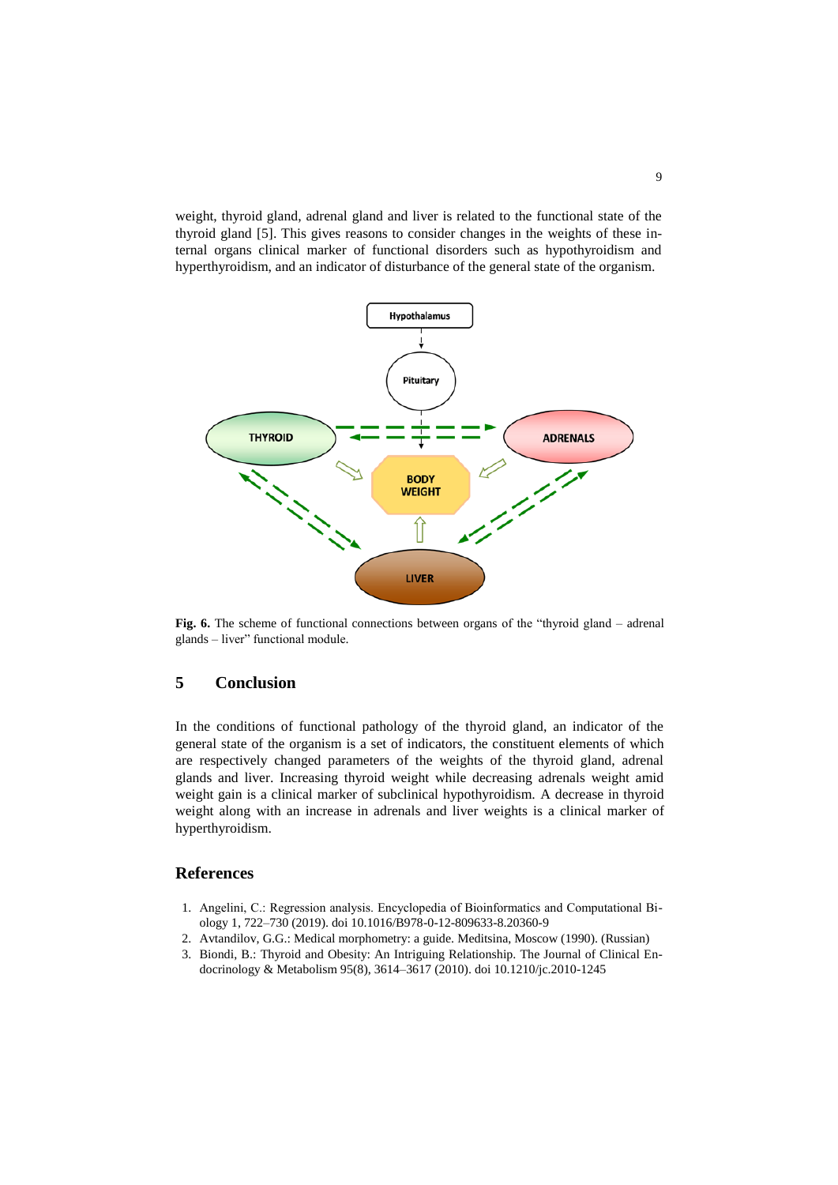weight, thyroid gland, adrenal gland and liver is related to the functional state of the thyroid gland [5]. This gives reasons to consider changes in the weights of these internal organs clinical marker of functional disorders such as hypothyroidism and hyperthyroidism, and an indicator of disturbance of the general state of the organism.

**Fig. 6.** The scheme of functional connections between organs of the "thyroid gland – adrenal glands – liver" functional module.

## 5 Conclusion

In the conditions of functional pathology of the thyroid gland, an indicator of the general state of the organism is a set of indicators, the constituent elements of which are respectively changed parameters of the weights of the thyroid gland, adrenal glands and liver. Increasing thyroid weight while decreasing adrenals weight amid weight gain is a clinical marker of subclinical hypothyroidism. A decrease in thyroid weight along with an increase in adrenals and liver weights is a clinical marker of hyperthyroidism.

## References

1. Angelini, C.: Regression analysis. Encyclopedia of Bioinformatics and Computational Biology 1, 722–730 (2019). doi 10.1016/B978-0-12-809633-8.20360-9
2. Avtandilov, G.G.: Medical morphometry: a guide. Meditsina, Moscow (1990). (Russian)
3. Biondi, B.: Thyroid and Obesity: An Intriguing Relationship. The Journal of Clinical Endocrinology & Metabolism 95(8), 3614–3617 (2010). doi 10.1210/jc.2010-1245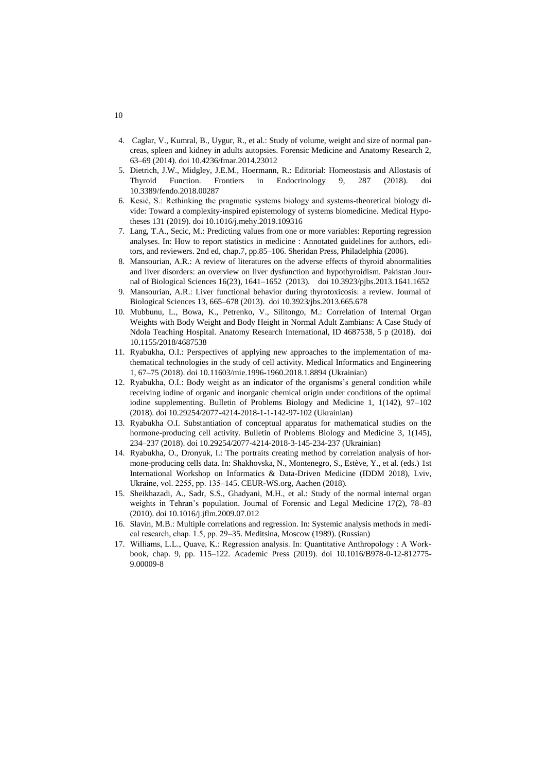4. Caglar, V., Kumral, B., Uygur, R., et al.: Study of volume, weight and size of normal pancreas, spleen and kidney in adults autopsies. Forensic Medicine and Anatomy Research 2, 63–69 (2014). doi 10.4236/fmar.2014.23012
5. Dietrich, J.W., Midgley, J.E.M., Hoermann, R.: Editorial: Homeostasis and Allostasis of Thyroid Function. Frontiers in Endocrinology 9, 287 (2018). doi 10.3389/fendo.2018.00287
6. Kesić, S.: Rethinking the pragmatic systems biology and systems-theoretical biology divide: Toward a complexity-inspired epistemology of systems biomedicine. Medical Hypotheses 131 (2019). doi 10.1016/j.mehy.2019.109316
7. Lang, T.A., Secic, M.: Predicting values from one or more variables: Reporting regression analyses. In: How to report statistics in medicine : Annotated guidelines for authors, editors, and reviewers. 2nd ed, chap.7, pp.85–106. Sheridan Press, Philadelphia (2006).
8. Mansourian, A.R.: A review of literatures on the adverse effects of thyroid abnormalities and liver disorders: an overview on liver dysfunction and hypothyroidism. Pakistan Journal of Biological Sciences 16(23), 1641–1652 (2013). doi 10.3923/pjbs.2013.1641.1652
9. Mansourian, A.R.: Liver functional behavior during thyrotoxicosis: a review. Journal of Biological Sciences 13, 665–678 (2013). doi 10.3923/jbs.2013.665.678
10. Mubbunu, L., Bowa, K., Petrenko, V., Silitongo, M.: Correlation of Internal Organ Weights with Body Weight and Body Height in Normal Adult Zambians: A Case Study of Ndola Teaching Hospital. Anatomy Research International, ID 4687538, 5 p (2018). doi 10.1155/2018/4687538
11. Ryabukha, O.I.: Perspectives of applying new approaches to the implementation of mathematical technologies in the study of cell activity. Medical Informatics and Engineering 1, 67–75 (2018). doi 10.11603/mie.1996-1960.2018.1.8894 (Ukrainian)
12. Ryabukha, O.I.: Body weight as an indicator of the organisms's general condition while receiving iodine of organic and inorganic chemical origin under conditions of the optimal iodine supplementing. Bulletin of Problems Biology and Medicine 1, 1(142), 97–102 (2018). doi 10.29254/2077-4214-2018-1-1-142-97-102 (Ukrainian)
13. Ryabukha O.I. Substantiation of conceptual apparatus for mathematical studies on the hormone-producing cell activity. Bulletin of Problems Biology and Medicine 3, 1(145), 234–237 (2018). doi 10.29254/2077-4214-2018-3-145-234-237 (Ukrainian)
14. Ryabukha, O., Dronyuk, I.: The portraits creating method by correlation analysis of hormone-producing cells data. In: Shakhovska, N., Montenegro, S., Estève, Y., et al. (eds.) 1st International Workshop on Informatics & Data-Driven Medicine (IDDM 2018), Lviv, Ukraine, vol. 2255, pp. 135–145. CEUR-WS.org, Aachen (2018).
15. Sheikhazadi, A., Sadr, S.S., Ghadyani, M.H., et al.: Study of the normal internal organ weights in Tehran's population. Journal of Forensic and Legal Medicine 17(2), 78–83 (2010). doi 10.1016/j.jflm.2009.07.012
16. Slavin, M.B.: Multiple correlations and regression. In: Systemic analysis methods in medical research, chap. 1.5, pp. 29–35. Meditsina, Moscow (1989). (Russian)
17. Williams, L.L., Quave, K.: Regression analysis. In: Quantitative Anthropology : A Workbook, chap. 9, pp. 115–122. Academic Press (2019). doi 10.1016/B978-0-12-812775-9.00009-8